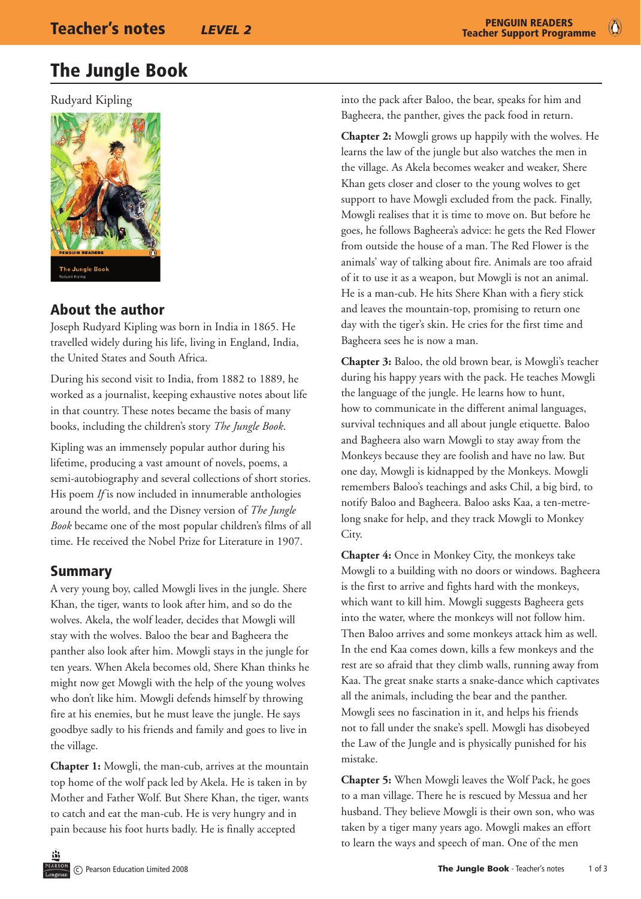# The Jungle Book

Rudyard Kipling

## About the author

Joseph Rudyard Kipling was born in India in 1865. He travelled widely during his life, living in England, India, the United States and South Africa.

During his second visit to India, from 1882 to 1889, he worked as a journalist, keeping exhaustive notes about life in that country. These notes became the basis of many books, including the children's story *The Jungle Book*.

Kipling was an immensely popular author during his lifetime, producing a vast amount of novels, poems, a semi-autobiography and several collections of short stories. His poem *If* is now included in innumerable anthologies around the world, and the Disney version of *The Jungle Book* became one of the most popular children's films of all time. He received the Nobel Prize for Literature in 1907.

## Summary

A very young boy, called Mowgli lives in the jungle. Shere Khan, the tiger, wants to look after him, and so do the wolves. Akela, the wolf leader, decides that Mowgli will stay with the wolves. Baloo the bear and Bagheera the panther also look after him. Mowgli stays in the jungle for ten years. When Akela becomes old, Shere Khan thinks he might now get Mowgli with the help of the young wolves who don't like him. Mowgli defends himself by throwing fire at his enemies, but he must leave the jungle. He says goodbye sadly to his friends and family and goes to live in the village.

**Chapter 1:** Mowgli, the man-cub, arrives at the mountain top home of the wolf pack led by Akela. He is taken in by Mother and Father Wolf. But Shere Khan, the tiger, wants to catch and eat the man-cub. He is very hungry and in pain because his foot hurts badly. He is finally accepted into the pack after Baloo, the bear, speaks for him and Bagheera, the panther, gives the pack food in return.

**Chapter 2:** Mowgli grows up happily with the wolves. He learns the law of the jungle but also watches the men in the village. As Akela becomes weaker and weaker, Shere Khan gets closer and closer to the young wolves to get support to have Mowgli excluded from the pack. Finally, Mowgli realises that it is time to move on. But before he goes, he follows Bagheera's advice: he gets the Red Flower from outside the house of a man. The Red Flower is the animals' way of talking about fire. Animals are too afraid of it to use it as a weapon, but Mowgli is not an animal. He is a man-cub. He hits Shere Khan with a fiery stick and leaves the mountain-top, promising to return one day with the tiger's skin. He cries for the first time and Bagheera sees he is now a man.

**Chapter 3:** Baloo, the old brown bear, is Mowgli's teacher during his happy years with the pack. He teaches Mowgli the language of the jungle. He learns how to hunt, how to communicate in the different animal languages, survival techniques and all about jungle etiquette. Baloo and Bagheera also warn Mowgli to stay away from the Monkeys because they are foolish and have no law. But one day, Mowgli is kidnapped by the Monkeys. Mowgli remembers Baloo's teachings and asks Chil, a big bird, to notify Baloo and Bagheera. Baloo asks Kaa, a ten-metre-long snake for help, and they track Mowgli to Monkey City.

**Chapter 4:** Once in Monkey City, the monkeys take Mowgli to a building with no doors or windows. Bagheera is the first to arrive and fights hard with the monkeys, which want to kill him. Mowgli suggests Bagheera gets into the water, where the monkeys will not follow him. Then Baloo arrives and some monkeys attack him as well. In the end Kaa comes down, kills a few monkeys and the rest are so afraid that they climb walls, running away from Kaa. The great snake starts a snake-dance which captivates all the animals, including the bear and the panther. Mowgli sees no fascination in it, and helps his friends not to fall under the snake's spell. Mowgli has disobeyed the Law of the Jungle and is physically punished for his mistake.

**Chapter 5:** When Mowgli leaves the Wolf Pack, he goes to a man village. There he is rescued by Messua and her husband. They believe Mowgli is their own son, who was taken by a tiger many years ago. Mowgli makes an effort to learn the ways and speech of man. One of the men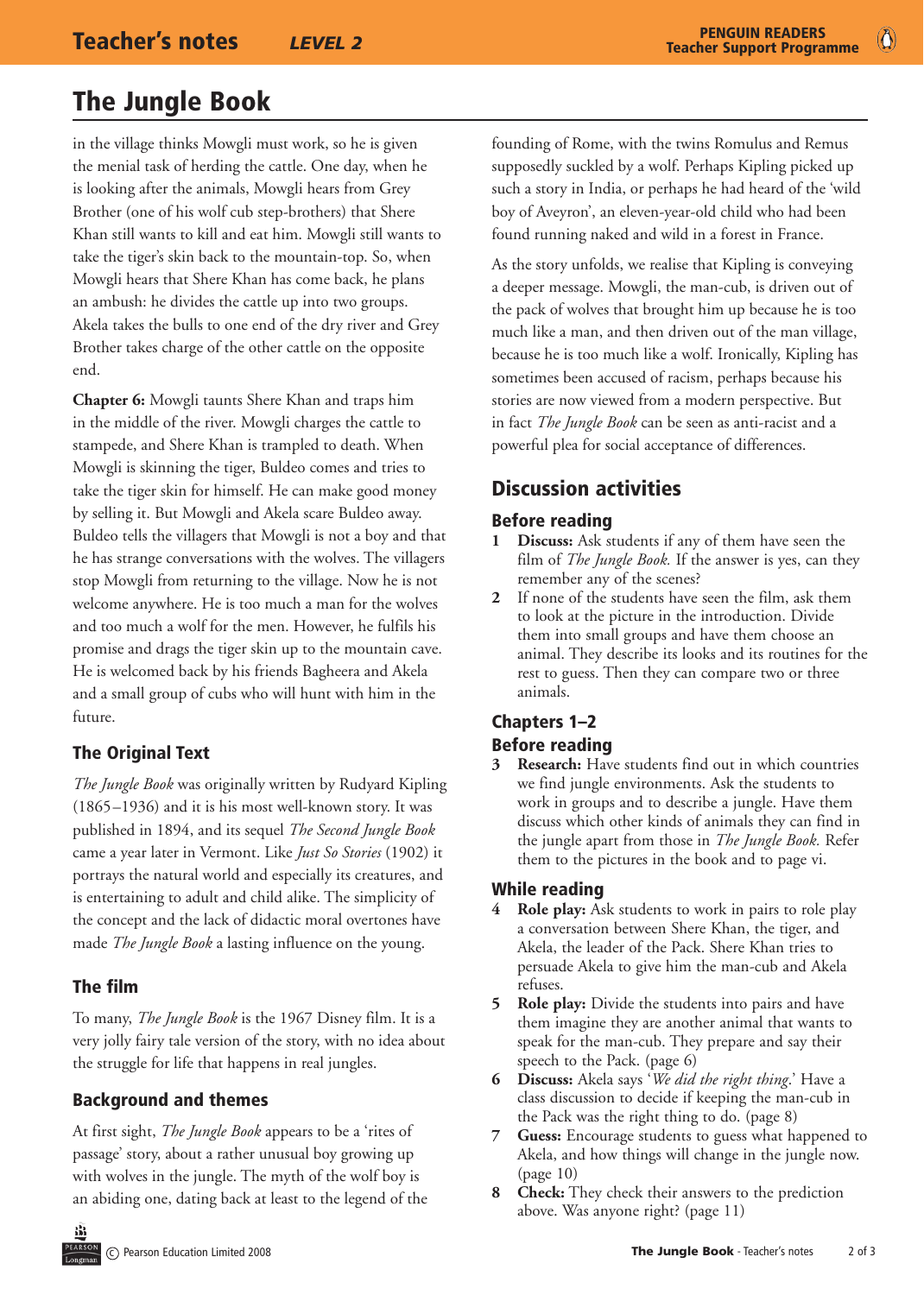# The Jungle Book

in the village thinks Mowgli must work, so he is given the menial task of herding the cattle. One day, when he is looking after the animals, Mowgli hears from Grey Brother (one of his wolf cub step-brothers) that Shere Khan still wants to kill and eat him. Mowgli still wants to take the tiger's skin back to the mountain-top. So, when Mowgli hears that Shere Khan has come back, he plans an ambush: he divides the cattle up into two groups. Akela takes the bulls to one end of the dry river and Grey Brother takes charge of the other cattle on the opposite end.

**Chapter 6:** Mowgli taunts Shere Khan and traps him in the middle of the river. Mowgli charges the cattle to stampede, and Shere Khan is trampled to death. When Mowgli is skinning the tiger, Buldeo comes and tries to take the tiger skin for himself. He can make good money by selling it. But Mowgli and Akela scare Buldeo away. Buldeo tells the villagers that Mowgli is not a boy and that he has strange conversations with the wolves. The villagers stop Mowgli from returning to the village. Now he is not welcome anywhere. He is too much a man for the wolves and too much a wolf for the men. However, he fulfils his promise and drags the tiger skin up to the mountain cave. He is welcomed back by his friends Bagheera and Akela and a small group of cubs who will hunt with him in the future.

## The Original Text

*The Jungle Book* was originally written by Rudyard Kipling (1865–1936) and it is his most well-known story. It was published in 1894, and its sequel *The Second Jungle Book* came a year later in Vermont. Like *Just So Stories* (1902) it portrays the natural world and especially its creatures, and is entertaining to adult and child alike. The simplicity of the concept and the lack of didactic moral overtones have made *The Jungle Book* a lasting influence on the young.

## The film

To many, *The Jungle Book* is the 1967 Disney film. It is a very jolly fairy tale version of the story, with no idea about the struggle for life that happens in real jungles.

## Background and themes

At first sight, *The Jungle Book* appears to be a 'rites of passage' story, about a rather unusual boy growing up with wolves in the jungle. The myth of the wolf boy is an abiding one, dating back at least to the legend of the founding of Rome, with the twins Romulus and Remus supposedly suckled by a wolf. Perhaps Kipling picked up such a story in India, or perhaps he had heard of the 'wild boy of Aveyron', an eleven-year-old child who had been found running naked and wild in a forest in France.

As the story unfolds, we realise that Kipling is conveying a deeper message. Mowgli, the man-cub, is driven out of the pack of wolves that brought him up because he is too much like a man, and then driven out of the man village, because he is too much like a wolf. Ironically, Kipling has sometimes been accused of racism, perhaps because his stories are now viewed from a modern perspective. But in fact *The Jungle Book* can be seen as anti-racist and a powerful plea for social acceptance of differences.

## Discussion activities

### Before reading

1. **Discuss:** Ask students if any of them have seen the film of *The Jungle Book.* If the answer is yes, can they remember any of the scenes?
2. If none of the students have seen the film, ask them to look at the picture in the introduction. Divide them into small groups and have them choose an animal. They describe its looks and its routines for the rest to guess. Then they can compare two or three animals.

### Chapters 1–2

### Before reading

3. **Research:** Have students find out in which countries we find jungle environments. Ask the students to work in groups and to describe a jungle. Have them discuss which other kinds of animals they can find in the jungle apart from those in *The Jungle Book.* Refer them to the pictures in the book and to page vi.

### While reading

4. **Role play:** Ask students to work in pairs to role play a conversation between Shere Khan, the tiger, and Akela, the leader of the Pack. Shere Khan tries to persuade Akela to give him the man-cub and Akela refuses.
5. **Role play:** Divide the students into pairs and have them imagine they are another animal that wants to speak for the man-cub. They prepare and say their speech to the Pack. (page 6)
6. **Discuss:** Akela says '*We did the right thing*.' Have a class discussion to decide if keeping the man-cub in the Pack was the right thing to do. (page 8)
7. **Guess:** Encourage students to guess what happened to Akela, and how things will change in the jungle now. (page 10)
8. **Check:** They check their answers to the prediction above. Was anyone right? (page 11)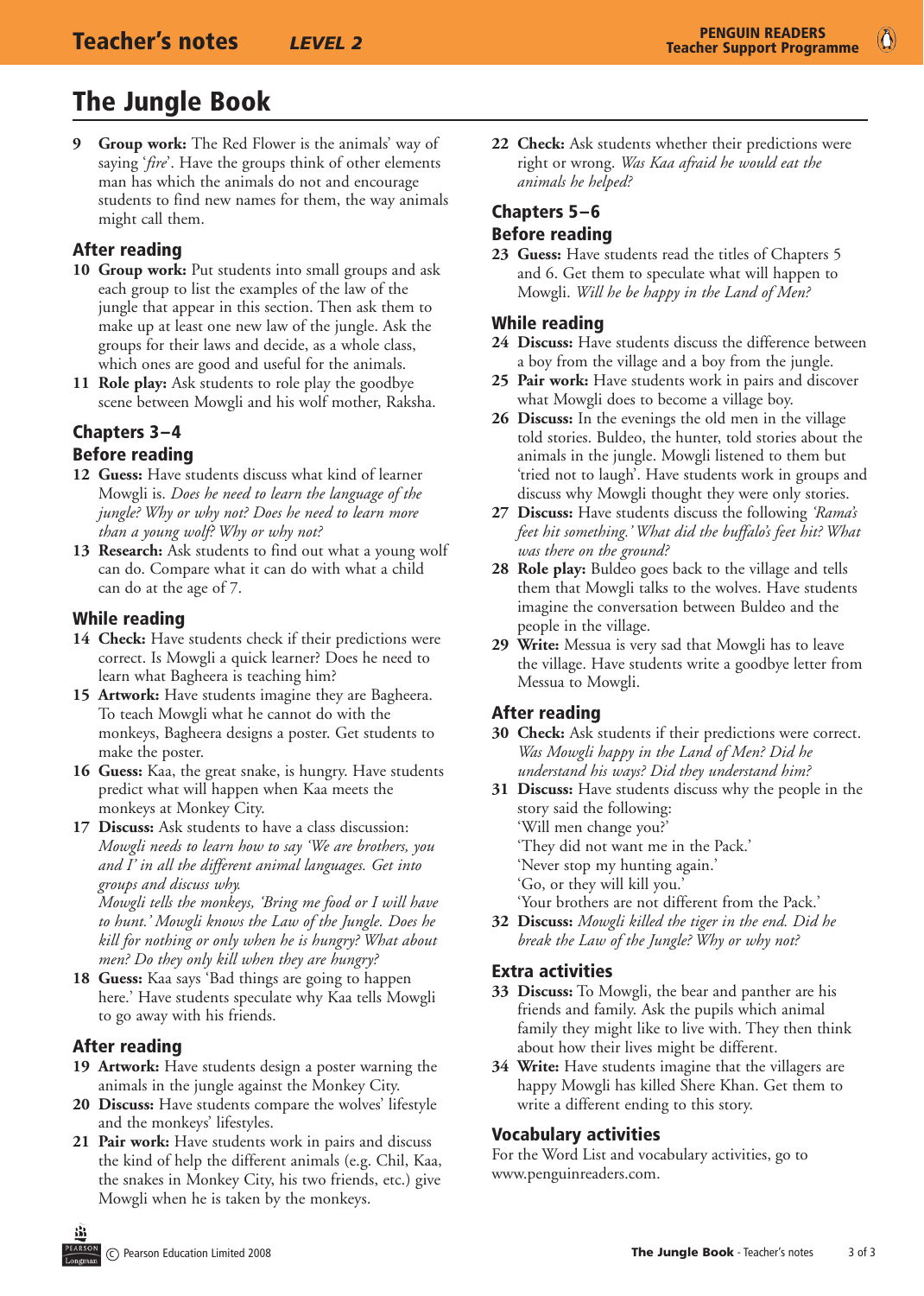# The Jungle Book

9 **Group work:** The Red Flower is the animals' way of saying '*fire*'. Have the groups think of other elements man has which the animals do not and encourage students to find new names for them, the way animals might call them.

## After reading

10 **Group work:** Put students into small groups and ask each group to list the examples of the law of the jungle that appear in this section. Then ask them to make up at least one new law of the jungle. Ask the groups for their laws and decide, as a whole class, which ones are good and useful for the animals.

11 **Role play:** Ask students to role play the goodbye scene between Mowgli and his wolf mother, Raksha.

## Chapters 3–4

## Before reading

12 **Guess:** Have students discuss what kind of learner Mowgli is. *Does he need to learn the language of the jungle? Why or why not? Does he need to learn more than a young wolf? Why or why not?*

13 **Research:** Ask students to find out what a young wolf can do. Compare what it can do with what a child can do at the age of 7.

## While reading

14 **Check:** Have students check if their predictions were correct. Is Mowgli a quick learner? Does he need to learn what Bagheera is teaching him?

15 **Artwork:** Have students imagine they are Bagheera. To teach Mowgli what he cannot do with the monkeys, Bagheera designs a poster. Get students to make the poster.

16 **Guess:** Kaa, the great snake, is hungry. Have students predict what will happen when Kaa meets the monkeys at Monkey City.

17 **Discuss:** Ask students to have a class discussion: *Mowgli needs to learn how to say 'We are brothers, you and I' in all the different animal languages. Get into groups and discuss why.*
*Mowgli tells the monkeys, 'Bring me food or I will have to hunt.' Mowgli knows the Law of the Jungle. Does he kill for nothing or only when he is hungry? What about men? Do they only kill when they are hungry?*

18 **Guess:** Kaa says 'Bad things are going to happen here.' Have students speculate why Kaa tells Mowgli to go away with his friends.

## After reading

19 **Artwork:** Have students design a poster warning the animals in the jungle against the Monkey City.

20 **Discuss:** Have students compare the wolves' lifestyle and the monkeys' lifestyles.

21 **Pair work:** Have students work in pairs and discuss the kind of help the different animals (e.g. Chil, Kaa, the snakes in Monkey City, his two friends, etc.) give Mowgli when he is taken by the monkeys.

22 **Check:** Ask students whether their predictions were right or wrong. *Was Kaa afraid he would eat the animals he helped?*

## Chapters 5–6

## Before reading

23 **Guess:** Have students read the titles of Chapters 5 and 6. Get them to speculate what will happen to Mowgli. *Will he be happy in the Land of Men?*

## While reading

24 **Discuss:** Have students discuss the difference between a boy from the village and a boy from the jungle.

25 **Pair work:** Have students work in pairs and discover what Mowgli does to become a village boy.

26 **Discuss:** In the evenings the old men in the village told stories. Buldeo, the hunter, told stories about the animals in the jungle. Mowgli listened to them but 'tried not to laugh'. Have students work in groups and discuss why Mowgli thought they were only stories.

27 **Discuss:** Have students discuss the following *'Rama's feet hit something.' What did the buffalo's feet hit? What was there on the ground?*

28 **Role play:** Buldeo goes back to the village and tells them that Mowgli talks to the wolves. Have students imagine the conversation between Buldeo and the people in the village.

29 **Write:** Messua is very sad that Mowgli has to leave the village. Have students write a goodbye letter from Messua to Mowgli.

## After reading

30 **Check:** Ask students if their predictions were correct. *Was Mowgli happy in the Land of Men? Did he understand his ways? Did they understand him?*

31 **Discuss:** Have students discuss why the people in the story said the following:
'Will men change you?'
'They did not want me in the Pack.'
'Never stop my hunting again.'
'Go, or they will kill you.'
'Your brothers are not different from the Pack.'

32 **Discuss:** *Mowgli killed the tiger in the end. Did he break the Law of the Jungle? Why or why not?*

## Extra activities

33 **Discuss:** To Mowgli, the bear and panther are his friends and family. Ask the pupils which animal family they might like to live with. They then think about how their lives might be different.

34 **Write:** Have students imagine that the villagers are happy Mowgli has killed Shere Khan. Get them to write a different ending to this story.

## Vocabulary activities

For the Word List and vocabulary activities, go to www.penguinreaders.com.